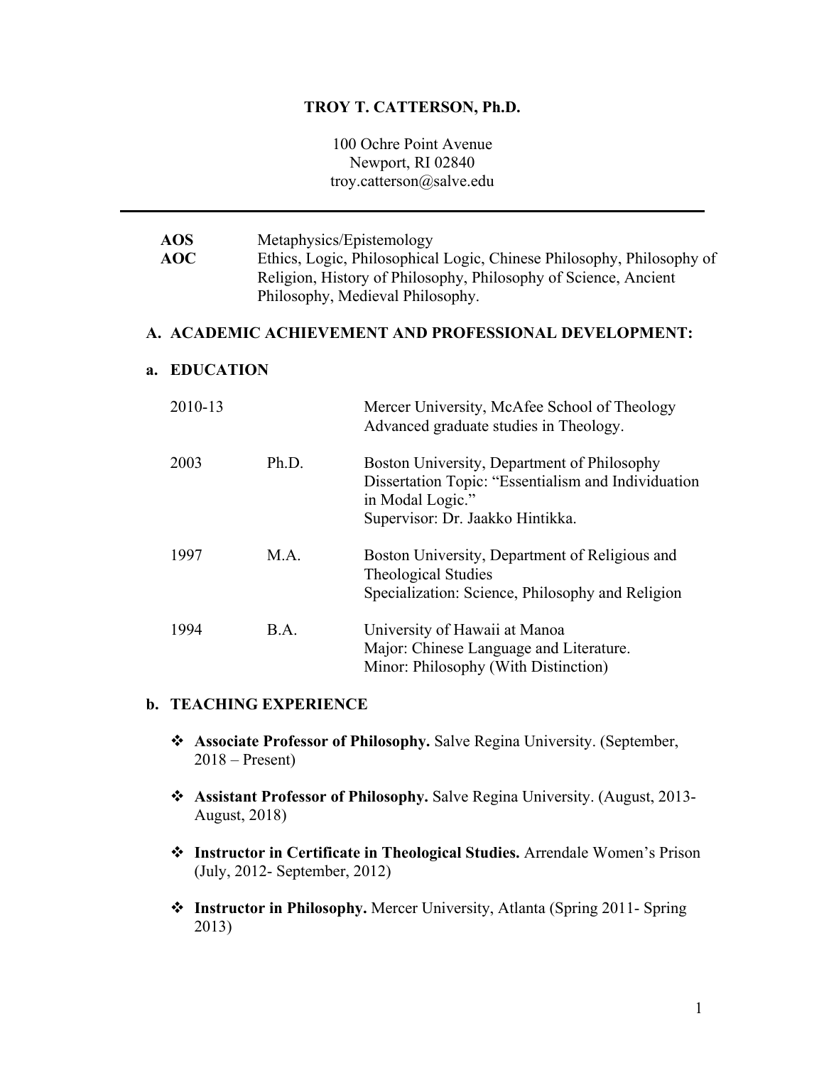# TROY T. CATTERSON, Ph.D.

100 Ochre Point Avenue
Newport, RI 02840
troy.catterson@salve.edu

---

| | |
|---|---|
| **AOS** | Metaphysics/Epistemology |
| **AOC** | Ethics, Logic, Philosophical Logic, Chinese Philosophy, Philosophy of Religion, History of Philosophy, Philosophy of Science, Ancient Philosophy, Medieval Philosophy. |

## A. ACADEMIC ACHIEVEMENT AND PROFESSIONAL DEVELOPMENT:

### a. EDUCATION

| | | |
|---|---|---|
| 2010-13 | | Mercer University, McAfee School of Theology<br>Advanced graduate studies in Theology. |
| 2003 | Ph.D. | Boston University, Department of Philosophy<br>Dissertation Topic: "Essentialism and Individuation in Modal Logic."<br>Supervisor: Dr. Jaakko Hintikka. |
| 1997 | M.A. | Boston University, Department of Religious and Theological Studies<br>Specialization: Science, Philosophy and Religion |
| 1994 | B.A. | University of Hawaii at Manoa<br>Major: Chinese Language and Literature.<br>Minor: Philosophy (With Distinction) |

### b. TEACHING EXPERIENCE

- **Associate Professor of Philosophy.** Salve Regina University. (September, 2018 – Present)
- **Assistant Professor of Philosophy.** Salve Regina University. (August, 2013- August, 2018)
- **Instructor in Certificate in Theological Studies.** Arrendale Women's Prison (July, 2012- September, 2012)
- **Instructor in Philosophy.** Mercer University, Atlanta (Spring 2011- Spring 2013)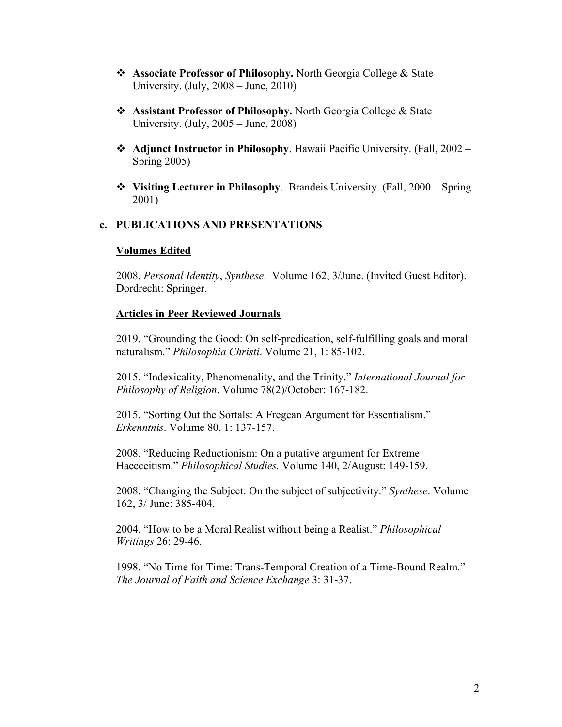- **Associate Professor of Philosophy.** North Georgia College & State University. (July, 2008 – June, 2010)

- **Assistant Professor of Philosophy.** North Georgia College & State University. (July, 2005 – June, 2008)

- **Adjunct Instructor in Philosophy**. Hawaii Pacific University. (Fall, 2002 – Spring 2005)

- **Visiting Lecturer in Philosophy**. Brandeis University. (Fall, 2000 – Spring 2001)

## c. PUBLICATIONS AND PRESENTATIONS

### Volumes Edited

2008. *Personal Identity*, *Synthese*. Volume 162, 3/June. (Invited Guest Editor). Dordrecht: Springer.

### Articles in Peer Reviewed Journals

2019. "Grounding the Good: On self-predication, self-fulfilling goals and moral naturalism." *Philosophia Christi*. Volume 21, 1: 85-102.

2015. "Indexicality, Phenomenality, and the Trinity." *International Journal for Philosophy of Religion*. Volume 78(2)/October: 167-182.

2015. "Sorting Out the Sortals: A Fregean Argument for Essentialism." *Erkenntnis*. Volume 80, 1: 137-157.

2008. "Reducing Reductionism: On a putative argument for Extreme Haecceitism." *Philosophical Studies.* Volume 140, 2/August: 149-159.

2008. "Changing the Subject: On the subject of subjectivity." *Synthese*. Volume 162, 3/ June: 385-404.

2004. "How to be a Moral Realist without being a Realist." *Philosophical Writings* 26: 29-46.

1998. "No Time for Time: Trans-Temporal Creation of a Time-Bound Realm." *The Journal of Faith and Science Exchange* 3: 31-37.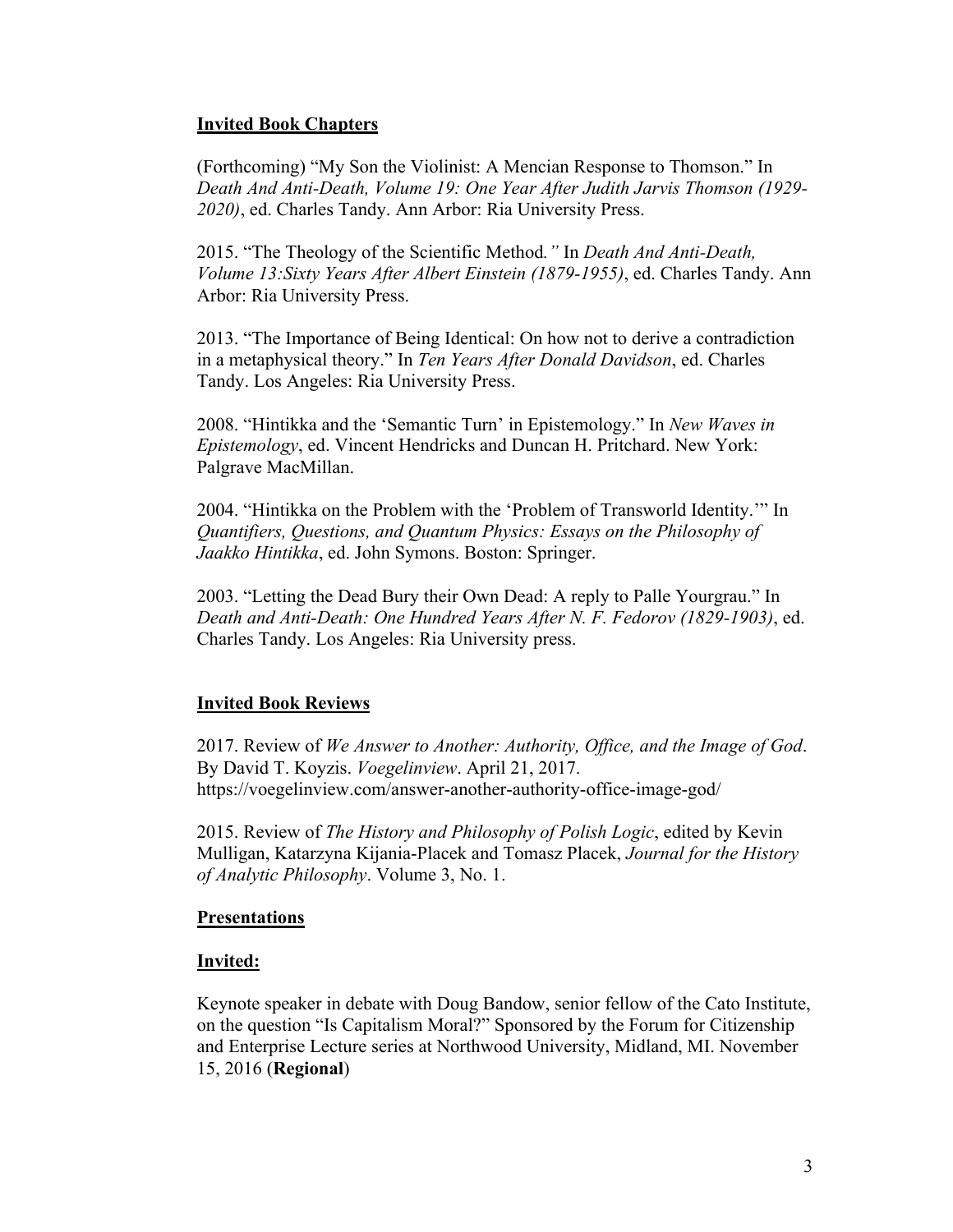**Invited Book Chapters**

(Forthcoming) "My Son the Violinist: A Mencian Response to Thomson." In *Death And Anti-Death, Volume 19: One Year After Judith Jarvis Thomson (1929-2020)*, ed. Charles Tandy. Ann Arbor: Ria University Press.

2015. "The Theology of the Scientific Method*."* In *Death And Anti-Death, Volume 13:Sixty Years After Albert Einstein (1879-1955)*, ed. Charles Tandy. Ann Arbor: Ria University Press.

2013. "The Importance of Being Identical: On how not to derive a contradiction in a metaphysical theory." In *Ten Years After Donald Davidson*, ed. Charles Tandy. Los Angeles: Ria University Press.

2008. "Hintikka and the 'Semantic Turn' in Epistemology." In *New Waves in Epistemology*, ed. Vincent Hendricks and Duncan H. Pritchard. New York: Palgrave MacMillan.

2004. "Hintikka on the Problem with the 'Problem of Transworld Identity.'" In *Quantifiers, Questions, and Quantum Physics: Essays on the Philosophy of Jaakko Hintikka*, ed. John Symons. Boston: Springer.

2003. "Letting the Dead Bury their Own Dead: A reply to Palle Yourgrau." In *Death and Anti-Death: One Hundred Years After N. F. Fedorov (1829-1903)*, ed. Charles Tandy. Los Angeles: Ria University press.

**Invited Book Reviews**

2017. Review of *We Answer to Another: Authority, Office, and the Image of God*. By David T. Koyzis. *Voegelinview*. April 21, 2017. https://voegelinview.com/answer-another-authority-office-image-god/

2015. Review of *The History and Philosophy of Polish Logic*, edited by Kevin Mulligan, Katarzyna Kijania-Placek and Tomasz Placek, *Journal for the History of Analytic Philosophy*. Volume 3, No. 1.

**Presentations**

**Invited:**

Keynote speaker in debate with Doug Bandow, senior fellow of the Cato Institute, on the question "Is Capitalism Moral?" Sponsored by the Forum for Citizenship and Enterprise Lecture series at Northwood University, Midland, MI. November 15, 2016 (**Regional**)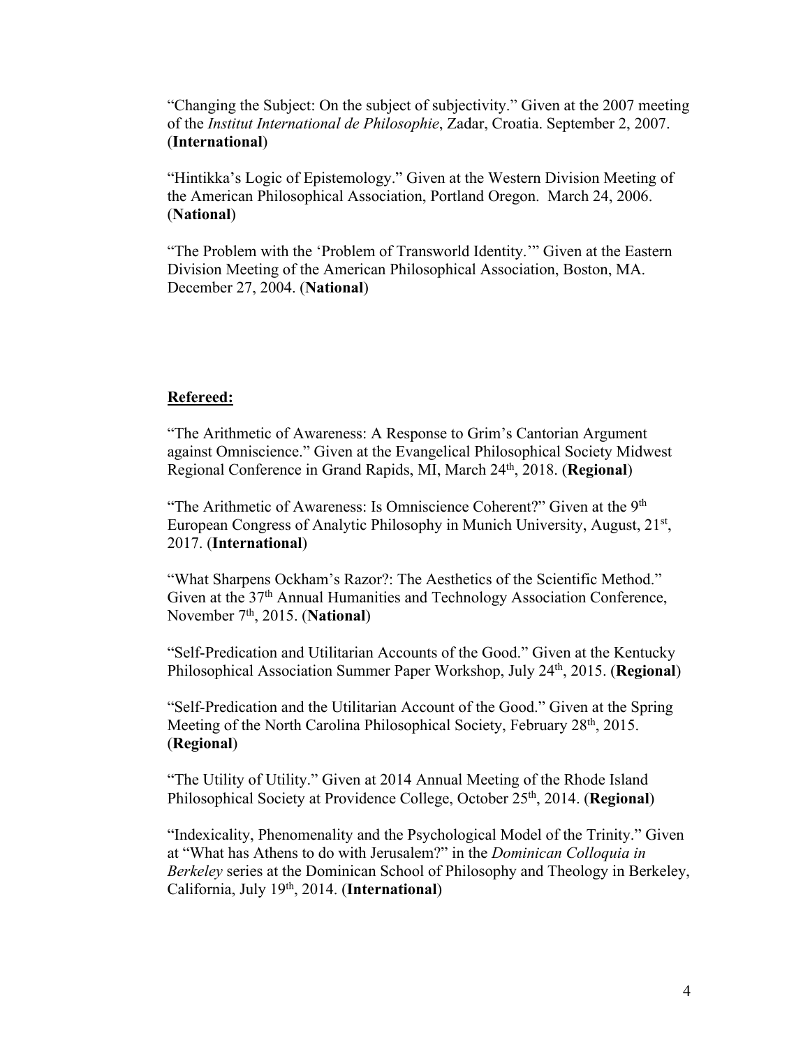"Changing the Subject: On the subject of subjectivity." Given at the 2007 meeting of the *Institut International de Philosophie*, Zadar, Croatia. September 2, 2007. (**International**)

"Hintikka's Logic of Epistemology." Given at the Western Division Meeting of the American Philosophical Association, Portland Oregon. March 24, 2006. (**National**)

"The Problem with the 'Problem of Transworld Identity.'" Given at the Eastern Division Meeting of the American Philosophical Association, Boston, MA. December 27, 2004. (**National**)

**Refereed:**

"The Arithmetic of Awareness: A Response to Grim's Cantorian Argument against Omniscience." Given at the Evangelical Philosophical Society Midwest Regional Conference in Grand Rapids, MI, March 24th, 2018. (**Regional**)

"The Arithmetic of Awareness: Is Omniscience Coherent?" Given at the 9th European Congress of Analytic Philosophy in Munich University, August, 21st, 2017. (**International**)

"What Sharpens Ockham's Razor?: The Aesthetics of the Scientific Method." Given at the 37th Annual Humanities and Technology Association Conference, November 7th, 2015. (**National**)

"Self-Predication and Utilitarian Accounts of the Good." Given at the Kentucky Philosophical Association Summer Paper Workshop, July 24th, 2015. (**Regional**)

"Self-Predication and the Utilitarian Account of the Good." Given at the Spring Meeting of the North Carolina Philosophical Society, February 28th, 2015. (**Regional**)

"The Utility of Utility." Given at 2014 Annual Meeting of the Rhode Island Philosophical Society at Providence College, October 25th, 2014. (**Regional**)

"Indexicality, Phenomenality and the Psychological Model of the Trinity." Given at "What has Athens to do with Jerusalem?" in the *Dominican Colloquia in Berkeley* series at the Dominican School of Philosophy and Theology in Berkeley, California, July 19th, 2014. (**International**)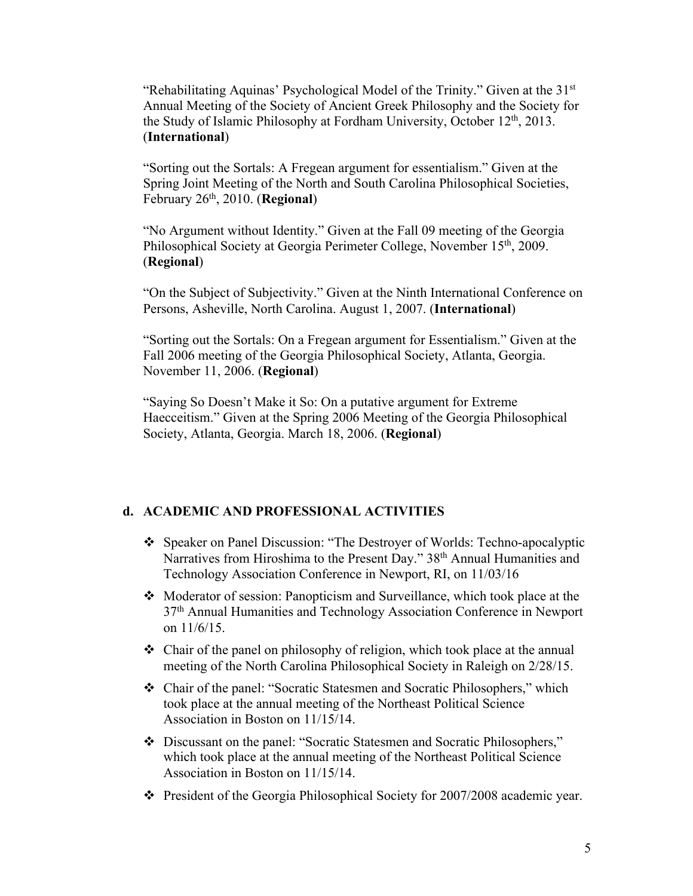"Rehabilitating Aquinas' Psychological Model of the Trinity." Given at the 31st Annual Meeting of the Society of Ancient Greek Philosophy and the Society for the Study of Islamic Philosophy at Fordham University, October 12th, 2013. (**International**)

"Sorting out the Sortals: A Fregean argument for essentialism." Given at the Spring Joint Meeting of the North and South Carolina Philosophical Societies, February 26th, 2010. (**Regional**)

"No Argument without Identity." Given at the Fall 09 meeting of the Georgia Philosophical Society at Georgia Perimeter College, November 15th, 2009. (**Regional**)

"On the Subject of Subjectivity." Given at the Ninth International Conference on Persons, Asheville, North Carolina. August 1, 2007. (**International**)

"Sorting out the Sortals: On a Fregean argument for Essentialism." Given at the Fall 2006 meeting of the Georgia Philosophical Society, Atlanta, Georgia. November 11, 2006. (**Regional**)

"Saying So Doesn't Make it So: On a putative argument for Extreme Haecceitism." Given at the Spring 2006 Meeting of the Georgia Philosophical Society, Atlanta, Georgia. March 18, 2006. (**Regional**)

## d. ACADEMIC AND PROFESSIONAL ACTIVITIES

- Speaker on Panel Discussion: "The Destroyer of Worlds: Techno-apocalyptic Narratives from Hiroshima to the Present Day." 38th Annual Humanities and Technology Association Conference in Newport, RI, on 11/03/16
- Moderator of session: Panopticism and Surveillance, which took place at the 37th Annual Humanities and Technology Association Conference in Newport on 11/6/15.
- Chair of the panel on philosophy of religion, which took place at the annual meeting of the North Carolina Philosophical Society in Raleigh on 2/28/15.
- Chair of the panel: "Socratic Statesmen and Socratic Philosophers," which took place at the annual meeting of the Northeast Political Science Association in Boston on 11/15/14.
- Discussant on the panel: "Socratic Statesmen and Socratic Philosophers," which took place at the annual meeting of the Northeast Political Science Association in Boston on 11/15/14.
- President of the Georgia Philosophical Society for 2007/2008 academic year.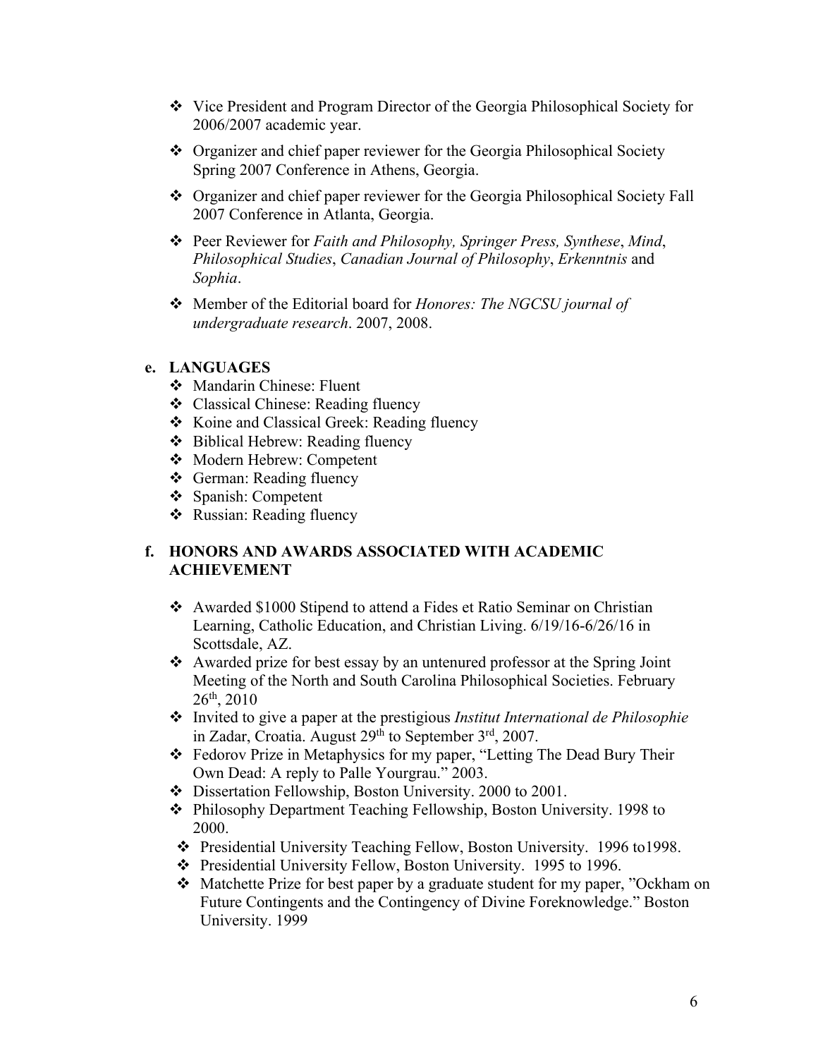- Vice President and Program Director of the Georgia Philosophical Society for 2006/2007 academic year.
- Organizer and chief paper reviewer for the Georgia Philosophical Society Spring 2007 Conference in Athens, Georgia.
- Organizer and chief paper reviewer for the Georgia Philosophical Society Fall 2007 Conference in Atlanta, Georgia.
- Peer Reviewer for *Faith and Philosophy, Springer Press, Synthese*, *Mind*, *Philosophical Studies*, *Canadian Journal of Philosophy*, *Erkenntnis* and *Sophia*.
- Member of the Editorial board for *Honores: The NGCSU journal of undergraduate research*. 2007, 2008.

### e. LANGUAGES

- Mandarin Chinese: Fluent
- Classical Chinese: Reading fluency
- Koine and Classical Greek: Reading fluency
- Biblical Hebrew: Reading fluency
- Modern Hebrew: Competent
- German: Reading fluency
- Spanish: Competent
- Russian: Reading fluency

### f. HONORS AND AWARDS ASSOCIATED WITH ACADEMIC ACHIEVEMENT

- Awarded $1000 Stipend to attend a Fides et Ratio Seminar on Christian Learning, Catholic Education, and Christian Living. 6/19/16-6/26/16 in Scottsdale, AZ.
- Awarded prize for best essay by an untenured professor at the Spring Joint Meeting of the North and South Carolina Philosophical Societies. February 26th, 2010
- Invited to give a paper at the prestigious *Institut International de Philosophie* in Zadar, Croatia. August 29th to September 3rd, 2007.
- Fedorov Prize in Metaphysics for my paper, "Letting The Dead Bury Their Own Dead: A reply to Palle Yourgrau." 2003.
- Dissertation Fellowship, Boston University. 2000 to 2001.
- Philosophy Department Teaching Fellowship, Boston University. 1998 to 2000.
- Presidential University Teaching Fellow, Boston University. 1996 to1998.
- Presidential University Fellow, Boston University. 1995 to 1996.
- Matchette Prize for best paper by a graduate student for my paper, "Ockham on Future Contingents and the Contingency of Divine Foreknowledge." Boston University. 1999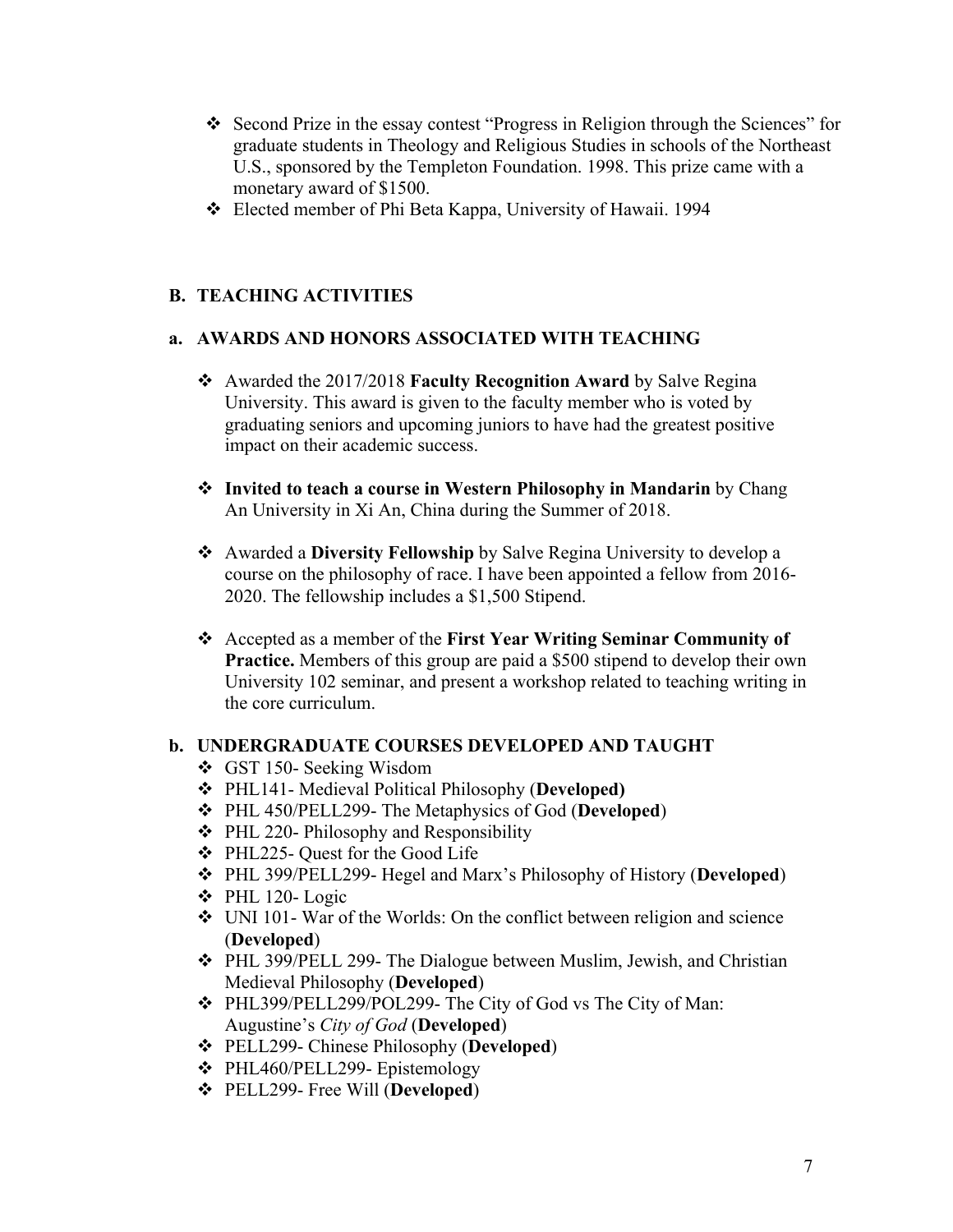- Second Prize in the essay contest "Progress in Religion through the Sciences" for graduate students in Theology and Religious Studies in schools of the Northeast U.S., sponsored by the Templeton Foundation. 1998. This prize came with a monetary award of $1500.
- Elected member of Phi Beta Kappa, University of Hawaii. 1994

## B. TEACHING ACTIVITIES

### a. AWARDS AND HONORS ASSOCIATED WITH TEACHING

- Awarded the 2017/2018 **Faculty Recognition Award** by Salve Regina University. This award is given to the faculty member who is voted by graduating seniors and upcoming juniors to have had the greatest positive impact on their academic success.

- **Invited to teach a course in Western Philosophy in Mandarin** by Chang An University in Xi An, China during the Summer of 2018.

- Awarded a **Diversity Fellowship** by Salve Regina University to develop a course on the philosophy of race. I have been appointed a fellow from 2016-2020. The fellowship includes a $1,500 Stipend.

- Accepted as a member of the **First Year Writing Seminar Community of Practice.** Members of this group are paid a $500 stipend to develop their own University 102 seminar, and present a workshop related to teaching writing in the core curriculum.

### b. UNDERGRADUATE COURSES DEVELOPED AND TAUGHT

- GST 150- Seeking Wisdom
- PHL141- Medieval Political Philosophy (**Developed)**
- PHL 450/PELL299- The Metaphysics of God (**Developed**)
- PHL 220- Philosophy and Responsibility
- PHL225- Quest for the Good Life
- PHL 399/PELL299- Hegel and Marx's Philosophy of History (**Developed**)
- PHL 120- Logic
- UNI 101- War of the Worlds: On the conflict between religion and science (**Developed**)
- PHL 399/PELL 299- The Dialogue between Muslim, Jewish, and Christian Medieval Philosophy (**Developed**)
- PHL399/PELL299/POL299- The City of God vs The City of Man: Augustine's *City of God* (**Developed**)
- PELL299- Chinese Philosophy (**Developed**)
- PHL460/PELL299- Epistemology
- PELL299- Free Will (**Developed**)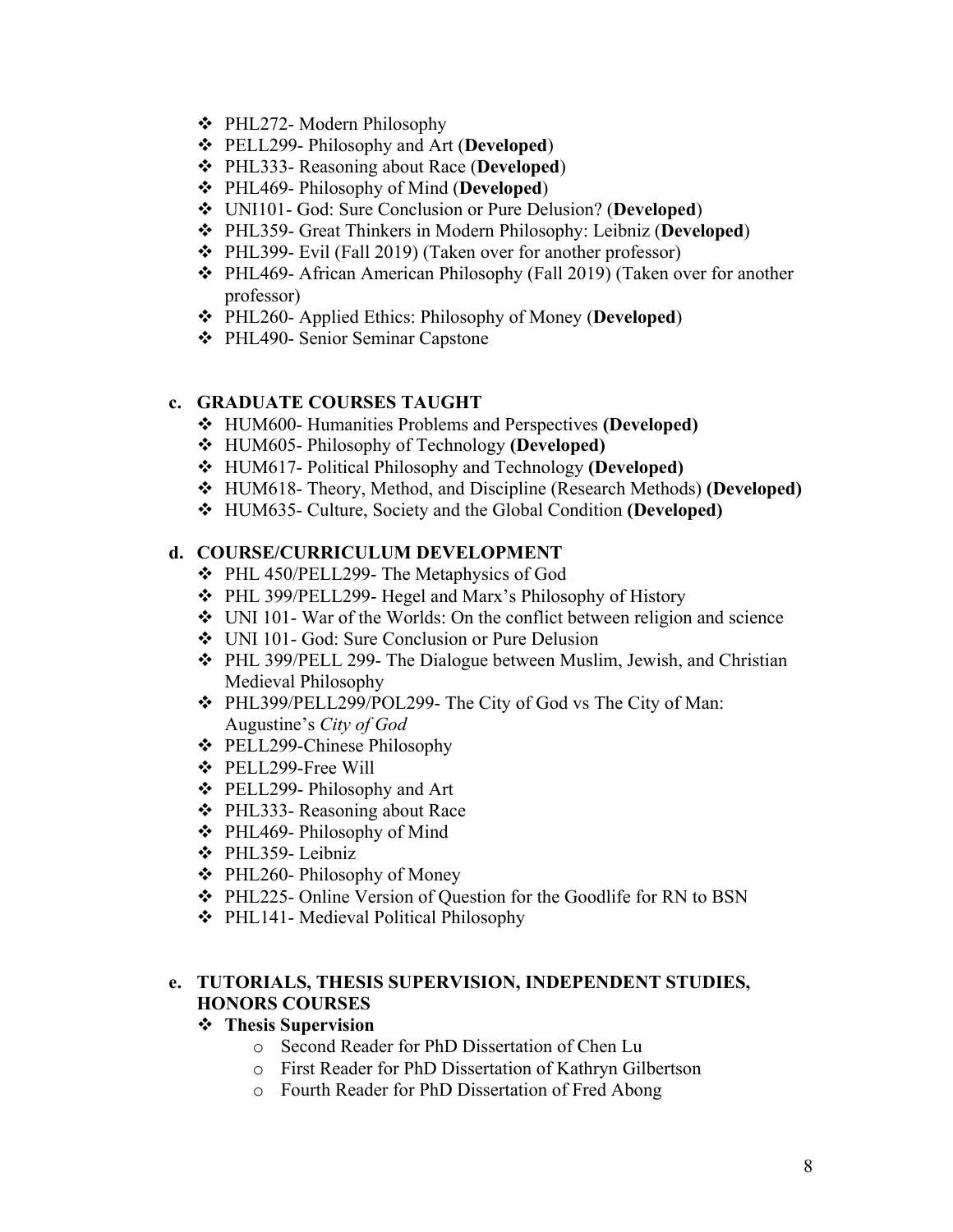- PHL272- Modern Philosophy
- PELL299- Philosophy and Art (**Developed**)
- PHL333- Reasoning about Race (**Developed**)
- PHL469- Philosophy of Mind (**Developed**)
- UNI101- God: Sure Conclusion or Pure Delusion? (**Developed**)
- PHL359- Great Thinkers in Modern Philosophy: Leibniz (**Developed**)
- PHL399- Evil (Fall 2019) (Taken over for another professor)
- PHL469- African American Philosophy (Fall 2019) (Taken over for another professor)
- PHL260- Applied Ethics: Philosophy of Money (**Developed**)
- PHL490- Senior Seminar Capstone

### c. GRADUATE COURSES TAUGHT

- HUM600- Humanities Problems and Perspectives **(Developed)**
- HUM605- Philosophy of Technology **(Developed)**
- HUM617- Political Philosophy and Technology **(Developed)**
- HUM618- Theory, Method, and Discipline (Research Methods) **(Developed)**
- HUM635- Culture, Society and the Global Condition **(Developed)**

### d. COURSE/CURRICULUM DEVELOPMENT

- PHL 450/PELL299- The Metaphysics of God
- PHL 399/PELL299- Hegel and Marx's Philosophy of History
- UNI 101- War of the Worlds: On the conflict between religion and science
- UNI 101- God: Sure Conclusion or Pure Delusion
- PHL 399/PELL 299- The Dialogue between Muslim, Jewish, and Christian Medieval Philosophy
- PHL399/PELL299/POL299- The City of God vs The City of Man: Augustine's *City of God*
- PELL299-Chinese Philosophy
- PELL299-Free Will
- PELL299- Philosophy and Art
- PHL333- Reasoning about Race
- PHL469- Philosophy of Mind
- PHL359- Leibniz
- PHL260- Philosophy of Money
- PHL225- Online Version of Question for the Goodlife for RN to BSN
- PHL141- Medieval Political Philosophy

### e. TUTORIALS, THESIS SUPERVISION, INDEPENDENT STUDIES, HONORS COURSES

- **Thesis Supervision**
  - Second Reader for PhD Dissertation of Chen Lu
  - First Reader for PhD Dissertation of Kathryn Gilbertson
  - Fourth Reader for PhD Dissertation of Fred Abong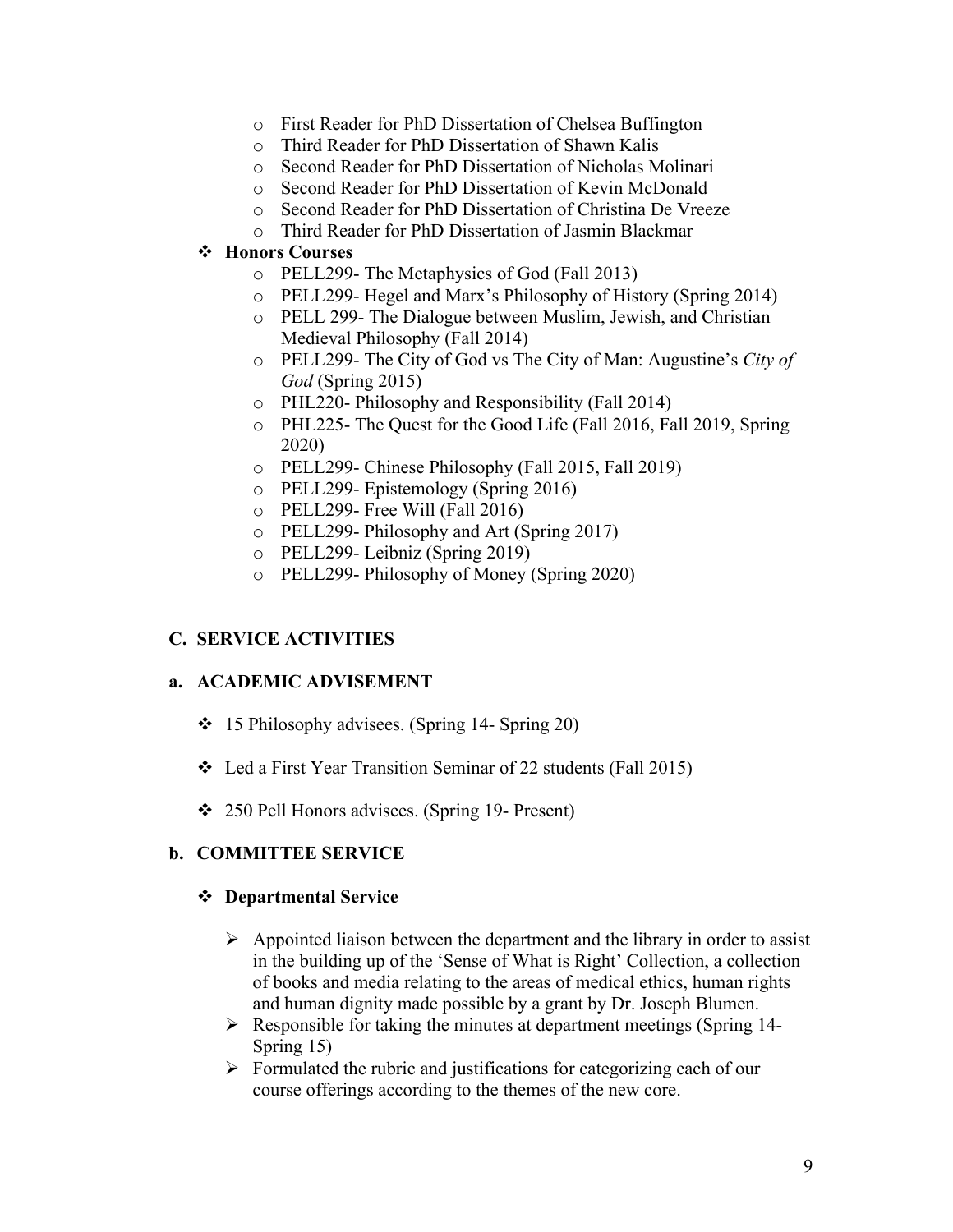- First Reader for PhD Dissertation of Chelsea Buffington
- Third Reader for PhD Dissertation of Shawn Kalis
- Second Reader for PhD Dissertation of Nicholas Molinari
- Second Reader for PhD Dissertation of Kevin McDonald
- Second Reader for PhD Dissertation of Christina De Vreeze
- Third Reader for PhD Dissertation of Jasmin Blackmar

- **Honors Courses**
  - PELL299- The Metaphysics of God (Fall 2013)
  - PELL299- Hegel and Marx's Philosophy of History (Spring 2014)
  - PELL 299- The Dialogue between Muslim, Jewish, and Christian Medieval Philosophy (Fall 2014)
  - PELL299- The City of God vs The City of Man: Augustine's *City of God* (Spring 2015)
  - PHL220- Philosophy and Responsibility (Fall 2014)
  - PHL225- The Quest for the Good Life (Fall 2016, Fall 2019, Spring 2020)
  - PELL299- Chinese Philosophy (Fall 2015, Fall 2019)
  - PELL299- Epistemology (Spring 2016)
  - PELL299- Free Will (Fall 2016)
  - PELL299- Philosophy and Art (Spring 2017)
  - PELL299- Leibniz (Spring 2019)
  - PELL299- Philosophy of Money (Spring 2020)

## C. SERVICE ACTIVITIES

### a. ACADEMIC ADVISEMENT

- 15 Philosophy advisees. (Spring 14- Spring 20)
- Led a First Year Transition Seminar of 22 students (Fall 2015)
- 250 Pell Honors advisees. (Spring 19- Present)

### b. COMMITTEE SERVICE

- **Departmental Service**
  - Appointed liaison between the department and the library in order to assist in the building up of the 'Sense of What is Right' Collection, a collection of books and media relating to the areas of medical ethics, human rights and human dignity made possible by a grant by Dr. Joseph Blumen.
  - Responsible for taking the minutes at department meetings (Spring 14- Spring 15)
  - Formulated the rubric and justifications for categorizing each of our course offerings according to the themes of the new core.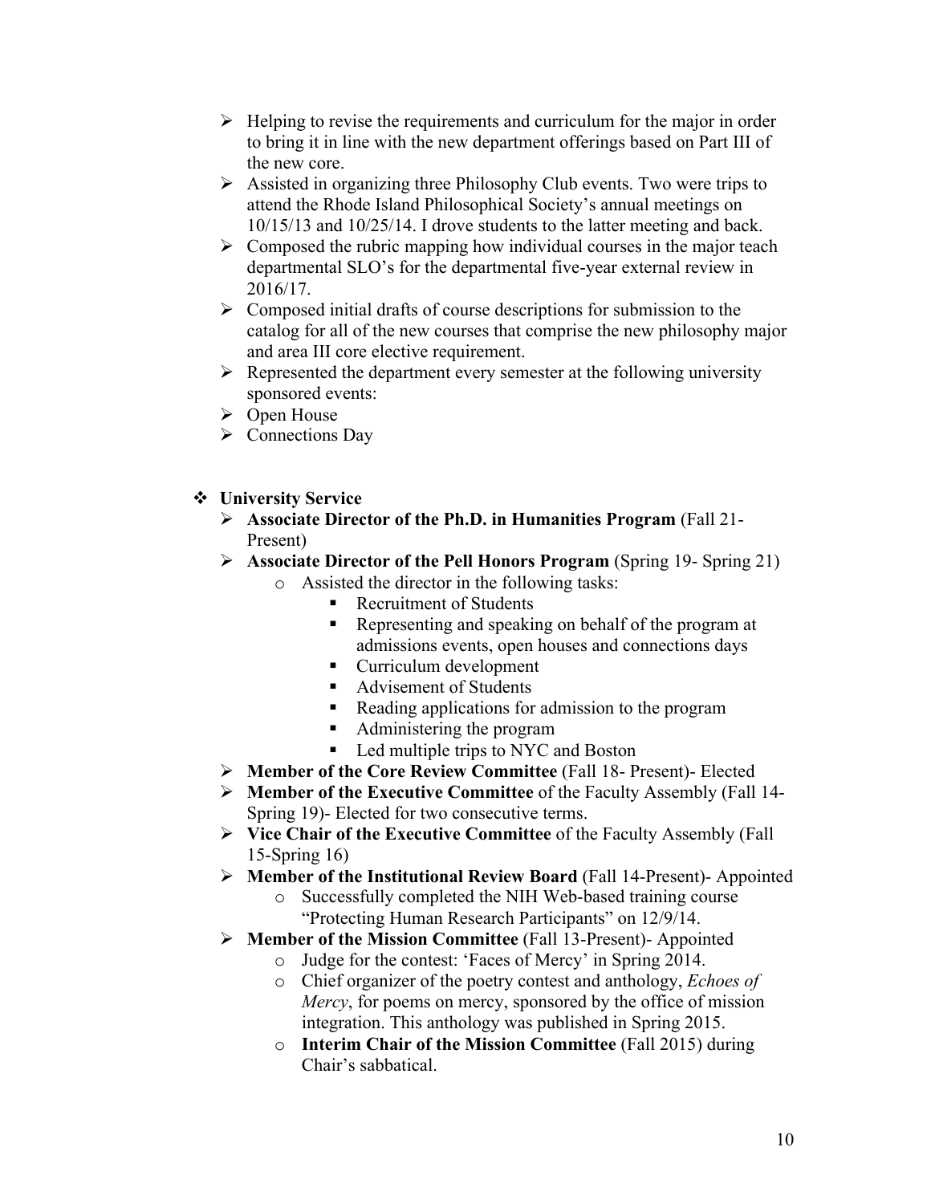- Helping to revise the requirements and curriculum for the major in order to bring it in line with the new department offerings based on Part III of the new core.
- Assisted in organizing three Philosophy Club events. Two were trips to attend the Rhode Island Philosophical Society's annual meetings on 10/15/13 and 10/25/14. I drove students to the latter meeting and back.
- Composed the rubric mapping how individual courses in the major teach departmental SLO's for the departmental five-year external review in 2016/17.
- Composed initial drafts of course descriptions for submission to the catalog for all of the new courses that comprise the new philosophy major and area III core elective requirement.
- Represented the department every semester at the following university sponsored events:
- Open House
- Connections Day

## University Service

- **Associate Director of the Ph.D. in Humanities Program** (Fall 21- Present)
- **Associate Director of the Pell Honors Program** (Spring 19- Spring 21)
  - Assisted the director in the following tasks:
    - Recruitment of Students
    - Representing and speaking on behalf of the program at admissions events, open houses and connections days
    - Curriculum development
    - Advisement of Students
    - Reading applications for admission to the program
    - Administering the program
    - Led multiple trips to NYC and Boston
- **Member of the Core Review Committee** (Fall 18- Present)- Elected
- **Member of the Executive Committee** of the Faculty Assembly (Fall 14- Spring 19)- Elected for two consecutive terms.
- **Vice Chair of the Executive Committee** of the Faculty Assembly (Fall 15-Spring 16)
- **Member of the Institutional Review Board** (Fall 14-Present)- Appointed
  - Successfully completed the NIH Web-based training course "Protecting Human Research Participants" on 12/9/14.
- **Member of the Mission Committee** (Fall 13-Present)- Appointed
  - Judge for the contest: 'Faces of Mercy' in Spring 2014.
  - Chief organizer of the poetry contest and anthology, *Echoes of Mercy*, for poems on mercy, sponsored by the office of mission integration. This anthology was published in Spring 2015.
  - **Interim Chair of the Mission Committee** (Fall 2015) during Chair's sabbatical.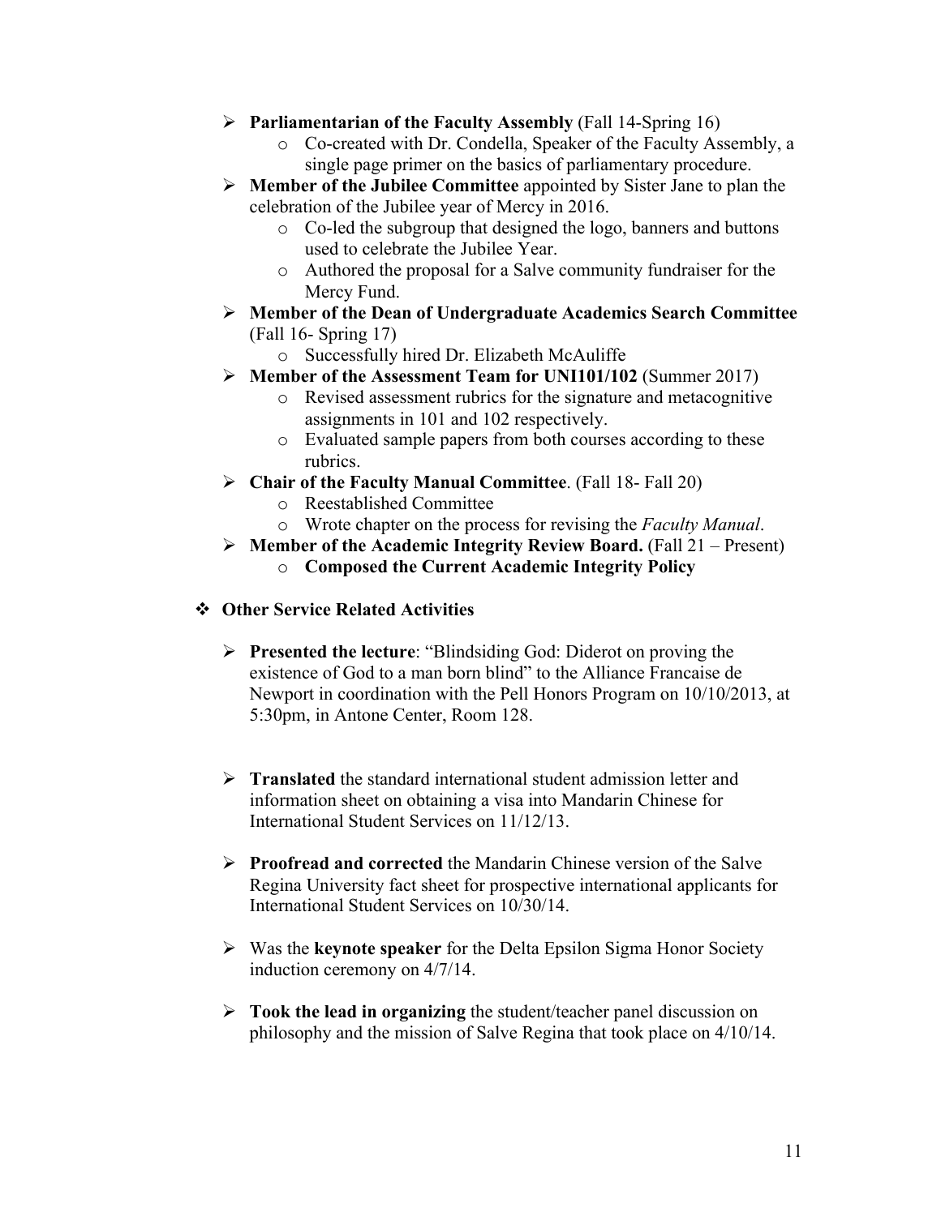- **Parliamentarian of the Faculty Assembly** (Fall 14-Spring 16)
    - Co-created with Dr. Condella, Speaker of the Faculty Assembly, a single page primer on the basics of parliamentary procedure.
- **Member of the Jubilee Committee** appointed by Sister Jane to plan the celebration of the Jubilee year of Mercy in 2016.
    - Co-led the subgroup that designed the logo, banners and buttons used to celebrate the Jubilee Year.
    - Authored the proposal for a Salve community fundraiser for the Mercy Fund.
- **Member of the Dean of Undergraduate Academics Search Committee** (Fall 16- Spring 17)
    - Successfully hired Dr. Elizabeth McAuliffe
- **Member of the Assessment Team for UNI101/102** (Summer 2017)
    - Revised assessment rubrics for the signature and metacognitive assignments in 101 and 102 respectively.
    - Evaluated sample papers from both courses according to these rubrics.
- **Chair of the Faculty Manual Committee**. (Fall 18- Fall 20)
    - Reestablished Committee
    - Wrote chapter on the process for revising the *Faculty Manual*.
- **Member of the Academic Integrity Review Board.** (Fall 21 – Present)
    - **Composed the Current Academic Integrity Policy**

## Other Service Related Activities

- **Presented the lecture**: "Blindsiding God: Diderot on proving the existence of God to a man born blind" to the Alliance Francaise de Newport in coordination with the Pell Honors Program on 10/10/2013, at 5:30pm, in Antone Center, Room 128.

- **Translated** the standard international student admission letter and information sheet on obtaining a visa into Mandarin Chinese for International Student Services on 11/12/13.

- **Proofread and corrected** the Mandarin Chinese version of the Salve Regina University fact sheet for prospective international applicants for International Student Services on 10/30/14.

- Was the **keynote speaker** for the Delta Epsilon Sigma Honor Society induction ceremony on 4/7/14.

- **Took the lead in organizing** the student/teacher panel discussion on philosophy and the mission of Salve Regina that took place on 4/10/14.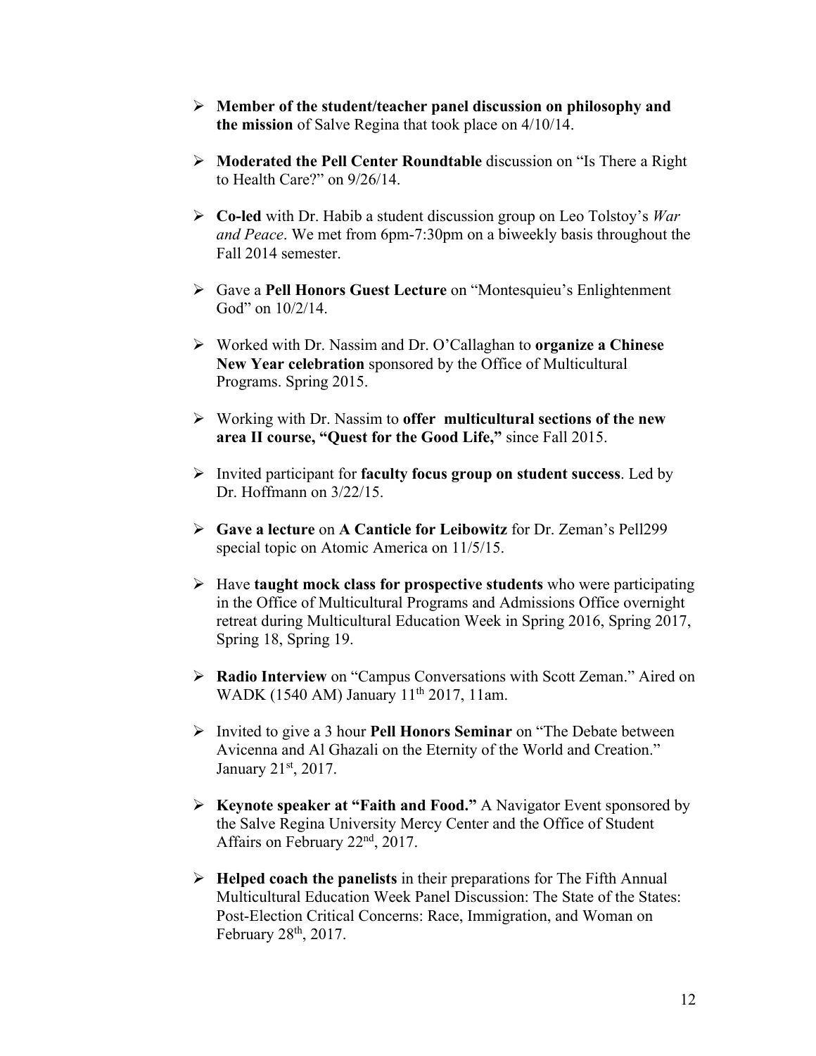- **Member of the student/teacher panel discussion on philosophy and the mission** of Salve Regina that took place on 4/10/14.

- **Moderated the Pell Center Roundtable** discussion on "Is There a Right to Health Care?" on 9/26/14.

- **Co-led** with Dr. Habib a student discussion group on Leo Tolstoy's *War and Peace*. We met from 6pm-7:30pm on a biweekly basis throughout the Fall 2014 semester.

- Gave a **Pell Honors Guest Lecture** on "Montesquieu's Enlightenment God" on 10/2/14.

- Worked with Dr. Nassim and Dr. O'Callaghan to **organize a Chinese New Year celebration** sponsored by the Office of Multicultural Programs. Spring 2015.

- Working with Dr. Nassim to **offer multicultural sections of the new area II course, "Quest for the Good Life,"** since Fall 2015.

- Invited participant for **faculty focus group on student success**. Led by Dr. Hoffmann on 3/22/15.

- **Gave a lecture** on **A Canticle for Leibowitz** for Dr. Zeman's Pell299 special topic on Atomic America on 11/5/15.

- Have **taught mock class for prospective students** who were participating in the Office of Multicultural Programs and Admissions Office overnight retreat during Multicultural Education Week in Spring 2016, Spring 2017, Spring 18, Spring 19.

- **Radio Interview** on "Campus Conversations with Scott Zeman." Aired on WADK (1540 AM) January 11th 2017, 11am.

- Invited to give a 3 hour **Pell Honors Seminar** on "The Debate between Avicenna and Al Ghazali on the Eternity of the World and Creation." January 21st, 2017.

- **Keynote speaker at "Faith and Food."** A Navigator Event sponsored by the Salve Regina University Mercy Center and the Office of Student Affairs on February 22nd, 2017.

- **Helped coach the panelists** in their preparations for The Fifth Annual Multicultural Education Week Panel Discussion: The State of the States: Post-Election Critical Concerns: Race, Immigration, and Woman on February 28th, 2017.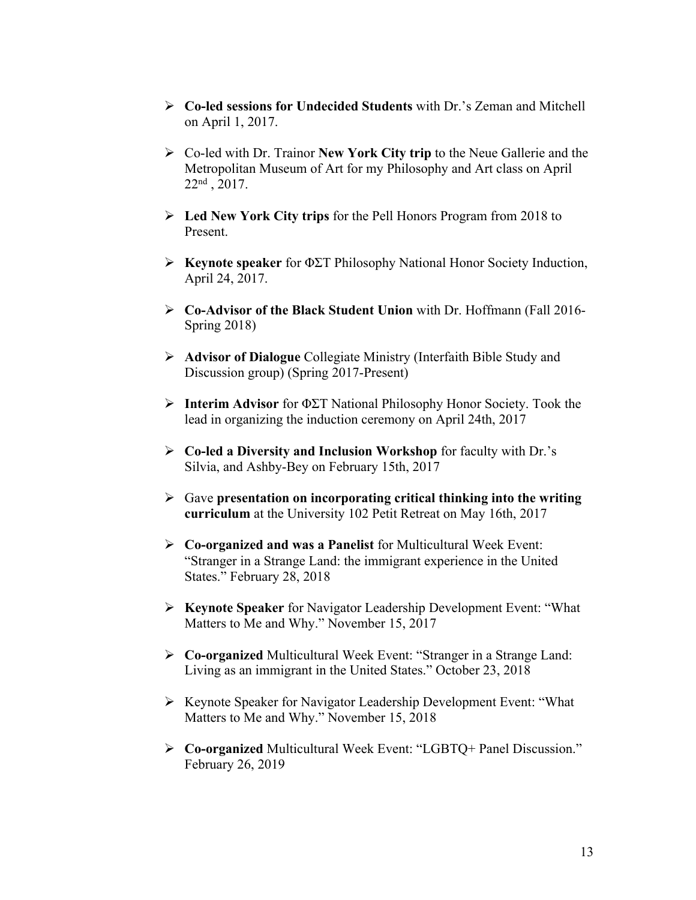- **Co-led sessions for Undecided Students** with Dr.'s Zeman and Mitchell on April 1, 2017.

- Co-led with Dr. Trainor **New York City trip** to the Neue Gallerie and the Metropolitan Museum of Art for my Philosophy and Art class on April 22nd , 2017.

- **Led New York City trips** for the Pell Honors Program from 2018 to Present.

- **Keynote speaker** for ΦΣΤ Philosophy National Honor Society Induction, April 24, 2017.

- **Co-Advisor of the Black Student Union** with Dr. Hoffmann (Fall 2016-Spring 2018)

- **Advisor of Dialogue** Collegiate Ministry (Interfaith Bible Study and Discussion group) (Spring 2017-Present)

- **Interim Advisor** for ΦΣΤ National Philosophy Honor Society. Took the lead in organizing the induction ceremony on April 24th, 2017

- **Co-led a Diversity and Inclusion Workshop** for faculty with Dr.'s Silvia, and Ashby-Bey on February 15th, 2017

- Gave **presentation on incorporating critical thinking into the writing curriculum** at the University 102 Petit Retreat on May 16th, 2017

- **Co-organized and was a Panelist** for Multicultural Week Event: "Stranger in a Strange Land: the immigrant experience in the United States." February 28, 2018

- **Keynote Speaker** for Navigator Leadership Development Event: "What Matters to Me and Why." November 15, 2017

- **Co-organized** Multicultural Week Event: "Stranger in a Strange Land: Living as an immigrant in the United States." October 23, 2018

- Keynote Speaker for Navigator Leadership Development Event: "What Matters to Me and Why." November 15, 2018

- **Co-organized** Multicultural Week Event: "LGBTQ+ Panel Discussion." February 26, 2019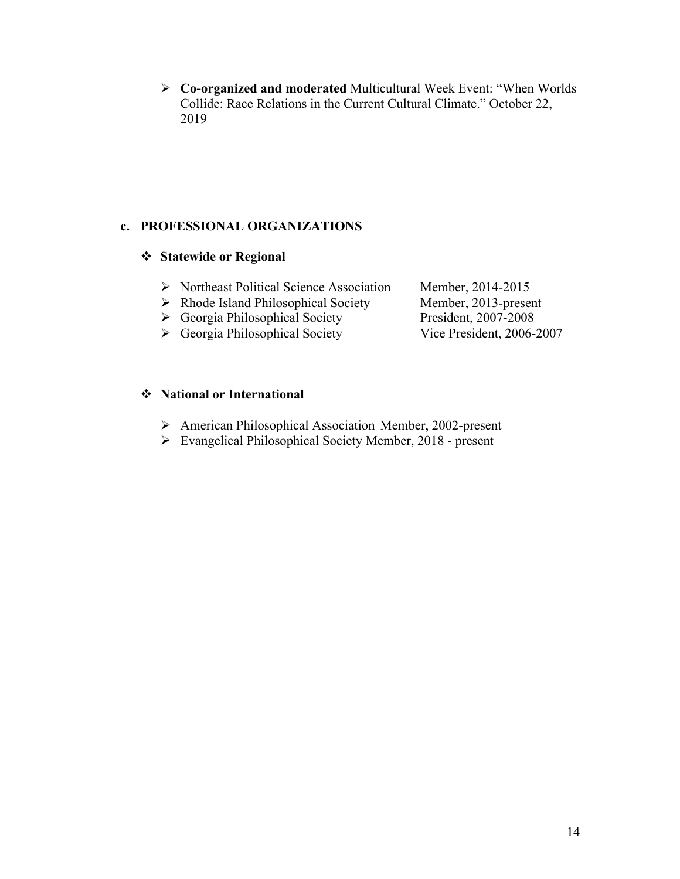- **Co-organized and moderated** Multicultural Week Event: "When Worlds Collide: Race Relations in the Current Cultural Climate." October 22, 2019

## c. PROFESSIONAL ORGANIZATIONS

### Statewide or Regional

- Northeast Political Science Association — Member, 2014-2015
- Rhode Island Philosophical Society — Member, 2013-present
- Georgia Philosophical Society — President, 2007-2008
- Georgia Philosophical Society — Vice President, 2006-2007

### National or International

- American Philosophical Association Member, 2002-present
- Evangelical Philosophical Society Member, 2018 - present